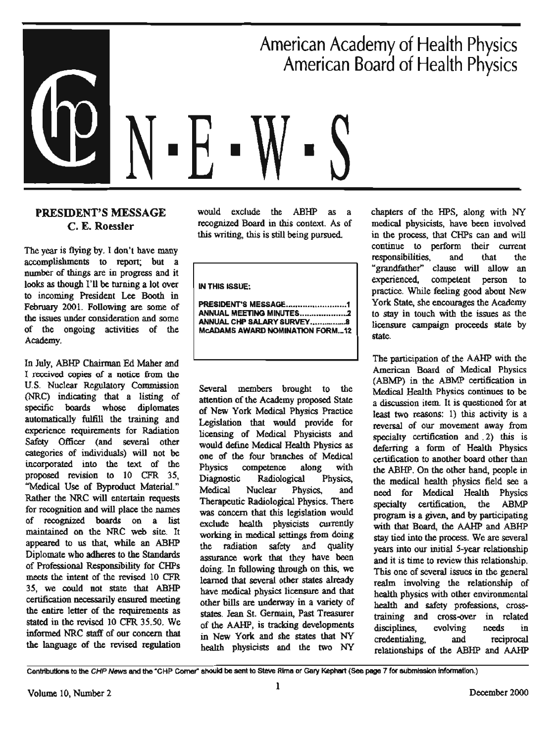# American Academy of Health Physics
# American Board of Health Physics

# CHP N·E·W·S

## PRESIDENT'S MESSAGE
### C. E. Roessler

The year is flying by. I don't have many accomplishments to report; but a number of things are in progress and it looks as though I'll be turning a lot over to incoming President Lee Booth in February 2001. Following are some of the issues under consideration and some of the ongoing activities of the Academy.

In July, ABHP Chairman Ed Maher and I received copies of a notice from the U.S. Nuclear Regulatory Commission (NRC) indicating that a listing of specific boards whose diplomates automatically fulfill the training and experience requirements for Radiation Safety Officer (and several other categories of individuals) will not be incorporated into the text of the proposed revision to 10 CFR 35, "Medical Use of Byproduct Material." Rather the NRC will entertain requests for recognition and will place the names of recognized boards on a list maintained on the NRC web site. It appeared to us that, while an ABHP Diplomate who adheres to the Standards of Professional Responsibility for CHPs meets the intent of the revised 10 CFR 35, we could not state that ABHP certification necessarily ensured meeting the entire letter of the requirements as stated in the revised 10 CFR 35.50. We informed NRC staff of our concern that the language of the revised regulation would exclude the ABHP as a recognized Board in this context. As of this writing, this is still being pursued.

> **IN THIS ISSUE:**
>
> PRESIDENT'S MESSAGE........................1
> ANNUAL MEETING MINUTES...................2
> ANNUAL CHP SALARY SURVEY...............8
> McADAMS AWARD NOMINATION FORM...12

Several members brought to the attention of the Academy proposed State of New York Medical Physics Practice Legislation that would provide for licensing of Medical Physicists and would define Medical Health Physics as one of the four branches of Medical Physics competence along with Diagnostic Radiological Physics, Medical Nuclear Physics, and Therapeutic Radiological Physics. There was concern that this legislation would exclude health physicists currently working in medical settings from doing the radiation safety and quality assurance work that they have been doing. In following through on this, we learned that several other states already have medical physics licensure and that other bills are underway in a variety of states. Jean St. Germain, Past Treasurer of the AAHP, is tracking developments in New York and she states that NY health physicists and the two NY chapters of the HPS, along with NY medical physicists, have been involved in the process, that CHPs can and will continue to perform their current responsibilities, and that the "grandfather" clause will allow an experienced, competent person to practice. While feeling good about New York State, she encourages the Academy to stay in touch with the issues as the licensure campaign proceeds state by state.

The participation of the AAHP with the American Board of Medical Physics (ABMP) in the ABMP certification in Medical Health Physics continues to be a discussion item. It is questioned for at least two reasons: 1) this activity is a reversal of our movement away from specialty certification and 2) this is deferring a form of Health Physics certification to another board other than the ABHP. On the other hand, people in the medical health physics field see a need for Medical Health Physics specialty certification, the ABMP program is a given, and by participating with that Board, the AAHP and ABHP stay tied into the process. We are several years into our initial 5-year relationship and it is time to review this relationship. This one of several issues in the general realm involving the relationship of health physics with other environmental health and safety professions, cross-training and cross-over in related disciplines, evolving needs in credentialing, and reciprocal relationships of the ABHP and AAHP

Contributions to the *CHP News* and the "CHP Corner" should be sent to Steve Rima or Gary Kephart (See page 7 for submission information.)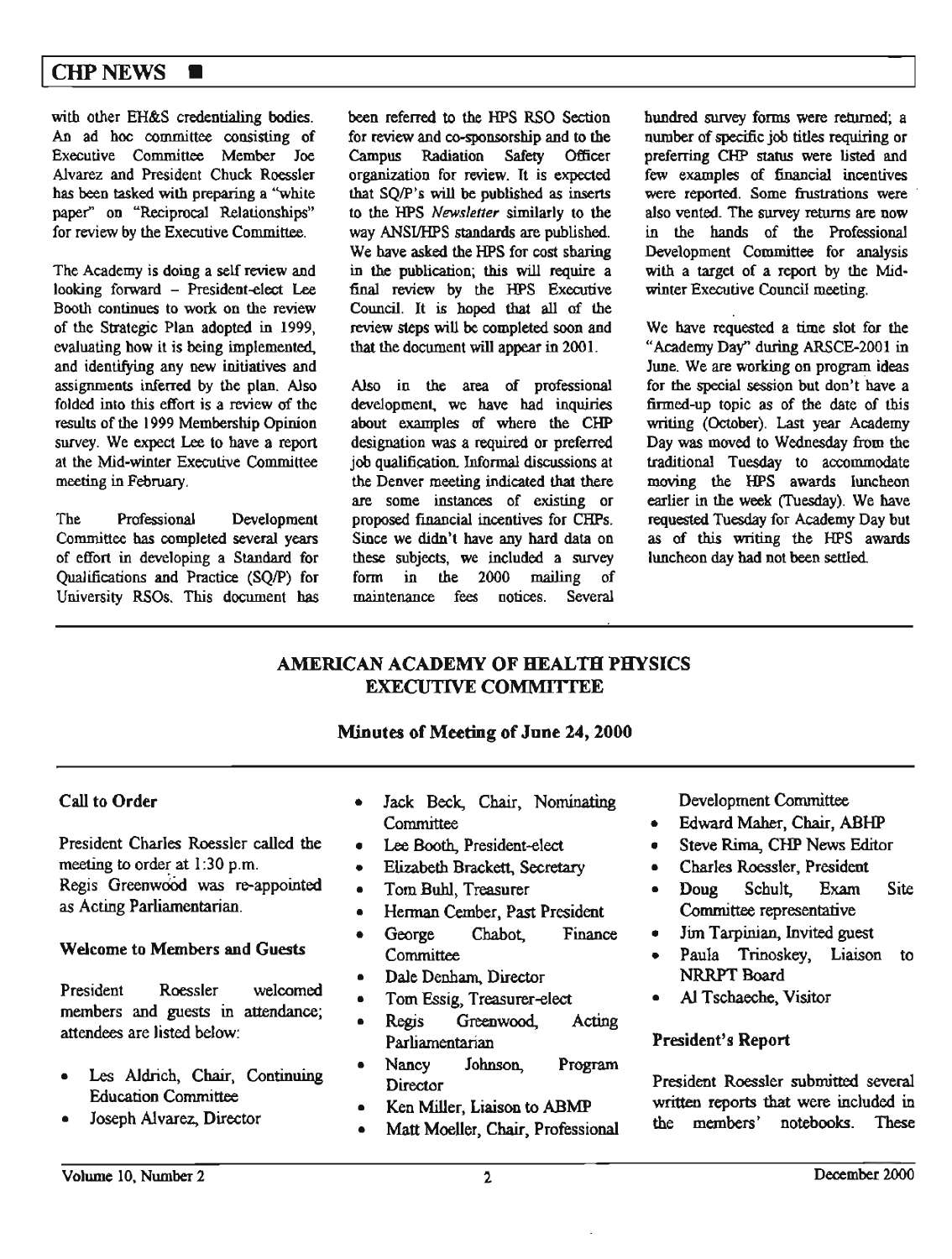with other EH&S credentialing bodies. An ad hoc committee consisting of Executive Committee Member Joe Alvarez and President Chuck Roessler has been tasked with preparing a "white paper" on "Reciprocal Relationships" for review by the Executive Committee.

The Academy is doing a self review and looking forward – President-elect Lee Booth continues to work on the review of the Strategic Plan adopted in 1999, evaluating how it is being implemented, and identifying any new initiatives and assignments inferred by the plan. Also folded into this effort is a review of the results of the 1999 Membership Opinion survey. We expect Lee to have a report at the Mid-winter Executive Committee meeting in February.

The Professional Development Committee has completed several years of effort in developing a Standard for Qualifications and Practice (SQ/P) for University RSOs. This document has been referred to the HPS RSO Section for review and co-sponsorship and to the Campus Radiation Safety Officer organization for review. It is expected that SQ/P's will be published as inserts to the HPS *Newsletter* similarly to the way ANSI/HPS standards are published. We have asked the HPS for cost sharing in the publication; this will require a final review by the HPS Executive Council. It is hoped that all of the review steps will be completed soon and that the document will appear in 2001.

Also in the area of professional development, we have had inquiries about examples of where the CHP designation was a required or preferred job qualification. Informal discussions at the Denver meeting indicated that there are some instances of existing or proposed financial incentives for CHPs. Since we didn't have any hard data on these subjects, we included a survey form in the 2000 mailing of maintenance fees notices. Several hundred survey forms were returned; a number of specific job titles requiring or preferring CHP status were listed and few examples of financial incentives were reported. Some frustrations were also vented. The survey returns are now in the hands of the Professional Development Committee for analysis with a target of a report by the Mid-winter Executive Council meeting.

We have requested a time slot for the "Academy Day" during ARSCE-2001 in June. We are working on program ideas for the special session but don't have a firmed-up topic as of the date of this writing (October). Last year Academy Day was moved to Wednesday from the traditional Tuesday to accommodate moving the HPS awards luncheon earlier in the week (Tuesday). We have requested Tuesday for Academy Day but as of this writing the HPS awards luncheon day had not been settled.

## AMERICAN ACADEMY OF HEALTH PHYSICS EXECUTIVE COMMITTEE

### Minutes of Meeting of June 24, 2000

#### Call to Order

President Charles Roessler called the meeting to order at 1:30 p.m. Regis Greenwood was re-appointed as Acting Parliamentarian.

#### Welcome to Members and Guests

President Roessler welcomed members and guests in attendance; attendees are listed below:

- Les Aldrich, Chair, Continuing Education Committee
- Joseph Alvarez, Director
- Jack Beck, Chair, Nominating Committee
- Lee Booth, President-elect
- Elizabeth Brackett, Secretary
- Tom Buhl, Treasurer
- Herman Cember, Past President
- George Chabot, Finance Committee
- Dale Denham, Director
- Tom Essig, Treasurer-elect
- Regis Greenwood, Acting Parliamentarian
- Nancy Johnson, Program Director
- Ken Miller, Liaison to ABMP
- Matt Moeller, Chair, Professional Development Committee
- Edward Maher, Chair, ABHP
- Steve Rima, CHP News Editor
- Charles Roessler, President
- Doug Schult, Exam Site Committee representative
- Jim Tarpinian, Invited guest
- Paula Trinoskey, Liaison to NRRPT Board
- Al Tschaeche, Visitor

#### President's Report

President Roessler submitted several written reports that were included in the members' notebooks. These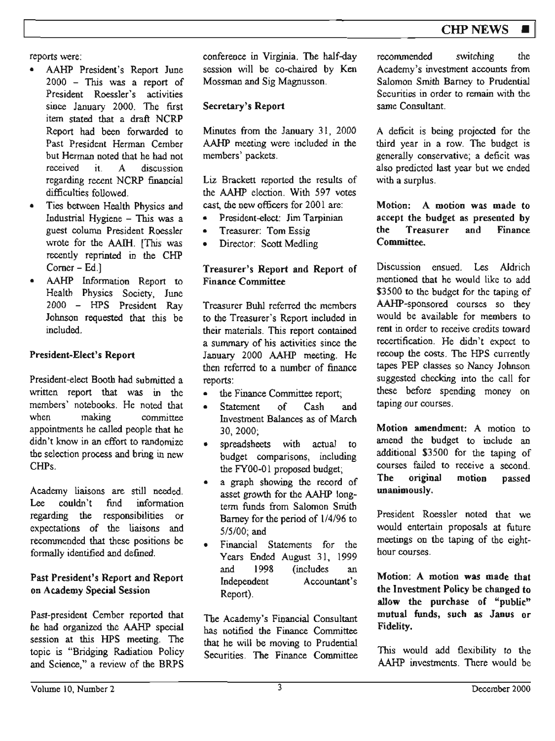reports were:

- AAHP President's Report June 2000 – This was a report of President Roessler's activities since January 2000. The first item stated that a draft NCRP Report had been forwarded to Past President Herman Cember but Herman noted that he had not received it. A discussion regarding recent NCRP financial difficulties followed.
- Ties between Health Physics and Industrial Hygiene – This was a guest column President Roessler wrote for the AAIH. [This was recently reprinted in the CHP Corner – Ed.]
- AAHP Information Report to Health Physics Society, June 2000 – HPS President Ray Johnson requested that this be included.

### President-Elect's Report

President-elect Booth had submitted a written report that was in the members' notebooks. He noted that when making committee appointments he called people that he didn't know in an effort to randomize the selection process and bring in new CHPs.

Academy liaisons are still needed. Lee couldn't find information regarding the responsibilities or expectations of the liaisons and recommended that these positions be formally identified and defined.

### Past President's Report and Report on Academy Special Session

Past-president Cember reported that he had organized the AAHP special session at this HPS meeting. The topic is "Bridging Radiation Policy and Science," a review of the BRPS conference in Virginia. The half-day session will be co-chaired by Ken Mossman and Sig Magnusson.

### Secretary's Report

Minutes from the January 31, 2000 AAHP meeting were included in the members' packets.

Liz Brackett reported the results of the AAHP election. With 597 votes cast, the new officers for 2001 are:

- President-elect: Jim Tarpinian
- Treasurer: Tom Essig
- Director: Scott Medling

### Treasurer's Report and Report of Finance Committee

Treasurer Buhl referred the members to the Treasurer's Report included in their materials. This report contained a summary of his activities since the January 2000 AAHP meeting. He then referred to a number of finance reports:

- the Finance Committee report;
- Statement of Cash and Investment Balances as of March 30, 2000;
- spreadsheets with actual to budget comparisons, including the FY00-01 proposed budget;
- a graph showing the record of asset growth for the AAHP long-term funds from Salomon Smith Barney for the period of 1/4/96 to 5/5/00; and
- Financial Statements for the Years Ended August 31, 1999 and 1998 (includes an Independent Accountant's Report).

The Academy's Financial Consultant has notified the Finance Committee that he will be moving to Prudential Securities. The Finance Committee recommended switching the Academy's investment accounts from Salomon Smith Barney to Prudential Securities in order to remain with the same Consultant.

A deficit is being projected for the third year in a row. The budget is generally conservative; a deficit was also predicted last year but we ended with a surplus.

**Motion: A motion was made to accept the budget as presented by the Treasurer and Finance Committee.**

Discussion ensued. Les Aldrich mentioned that he would like to add $3500 to the budget for the taping of AAHP-sponsored courses so they would be available for members to rent in order to receive credits toward recertification. He didn't expect to recoup the costs. The HPS currently tapes PEP classes so Nancy Johnson suggested checking into the call for these before spending money on taping our courses.

**Motion amendment:** A motion to amend the budget to include an additional $3500 for the taping of courses failed to receive a second. **The original motion passed unanimously.**

President Roessler noted that we would entertain proposals at future meetings on the taping of the eight-hour courses.

**Motion: A motion was made that the Investment Policy be changed to allow the purchase of "public" mutual funds, such as Janus or Fidelity.**

This would add flexibility to the AAHP investments. There would be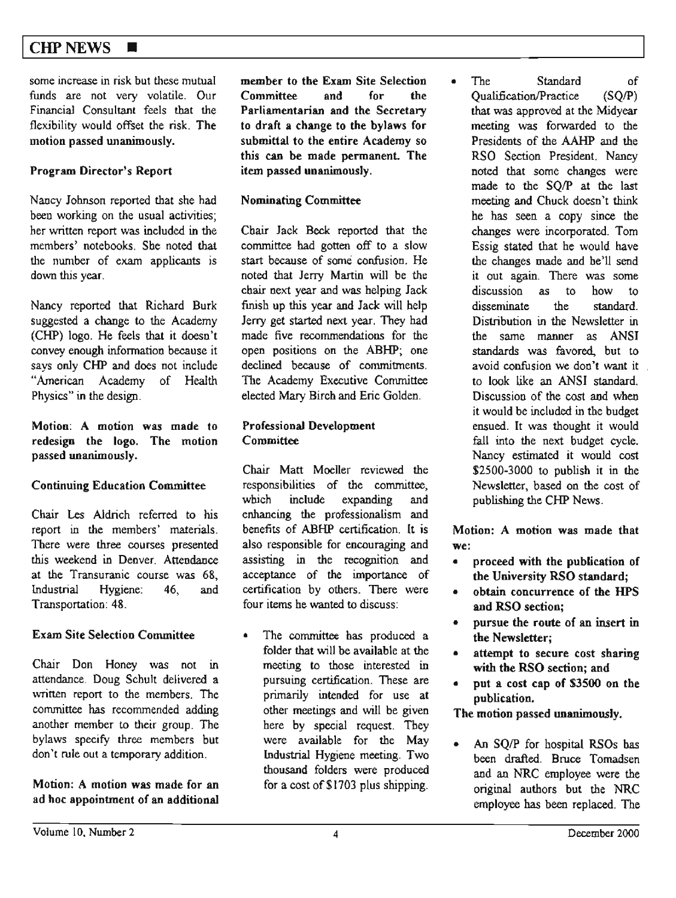some increase in risk but these mutual funds are not very volatile. Our Financial Consultant feels that the flexibility would offset the risk. **The motion passed unanimously.**

### Program Director's Report

Nancy Johnson reported that she had been working on the usual activities; her written report was included in the members' notebooks. She noted that the number of exam applicants is down this year.

Nancy reported that Richard Burk suggested a change to the Academy (CHP) logo. He feels that it doesn't convey enough information because it says only CHP and does not include "American Academy of Health Physics" in the design.

**Motion: A motion was made to redesign the logo. The motion passed unanimously.**

### Continuing Education Committee

Chair Les Aldrich referred to his report in the members' materials. There were three courses presented this weekend in Denver. Attendance at the Transuranic course was 68, Industrial Hygiene: 46, and Transportation: 48.

### Exam Site Selection Committee

Chair Don Honey was not in attendance. Doug Schult delivered a written report to the members. The committee has recommended adding another member to their group. The bylaws specify three members but don't rule out a temporary addition.

**Motion: A motion was made for an ad hoc appointment of an additional member to the Exam Site Selection Committee and for the Parliamentarian and the Secretary to draft a change to the bylaws for submittal to the entire Academy so this can be made permanent. The item passed unanimously.**

### Nominating Committee

Chair Jack Beck reported that the committee had gotten off to a slow start because of some confusion. He noted that Jerry Martin will be the chair next year and was helping Jack finish up this year and Jack will help Jerry get started next year. They had made five recommendations for the open positions on the ABHP; one declined because of commitments. The Academy Executive Committee elected Mary Birch and Eric Golden.

### Professional Development Committee

Chair Matt Moeller reviewed the responsibilities of the committee, which include expanding and enhancing the professionalism and benefits of ABHP certification. It is also responsible for encouraging and assisting in the recognition and acceptance of the importance of certification by others. There were four items he wanted to discuss:

- The committee has produced a folder that will be available at the meeting to those interested in pursuing certification. These are primarily intended for use at other meetings and will be given here by special request. They were available for the May Industrial Hygiene meeting. Two thousand folders were produced for a cost of $1703 plus shipping.
- The Standard of Qualification/Practice (SQ/P) that was approved at the Midyear meeting was forwarded to the Presidents of the AAHP and the RSO Section President. Nancy noted that some changes were made to the SQ/P at the last meeting and Chuck doesn't think he has seen a copy since the changes were incorporated. Tom Essig stated that he would have the changes made and he'll send it out again. There was some discussion as to how to disseminate the standard. Distribution in the Newsletter in the same manner as ANSI standards was favored, but to avoid confusion we don't want it to look like an ANSI standard. Discussion of the cost and when it would be included in the budget ensued. It was thought it would fall into the next budget cycle. Nancy estimated it would cost $2500-3000 to publish it in the Newsletter, based on the cost of publishing the CHP News.

**Motion: A motion was made that we:**

- **proceed with the publication of the University RSO standard;**
- **obtain concurrence of the HPS and RSO section;**
- **pursue the route of an insert in the Newsletter;**
- **attempt to secure cost sharing with the RSO section; and**
- **put a cost cap of $3500 on the publication.**

**The motion passed unanimously.**

- An SQ/P for hospital RSOs has been drafted. Bruce Tomadsen and an NRC employee were the original authors but the NRC employee has been replaced. The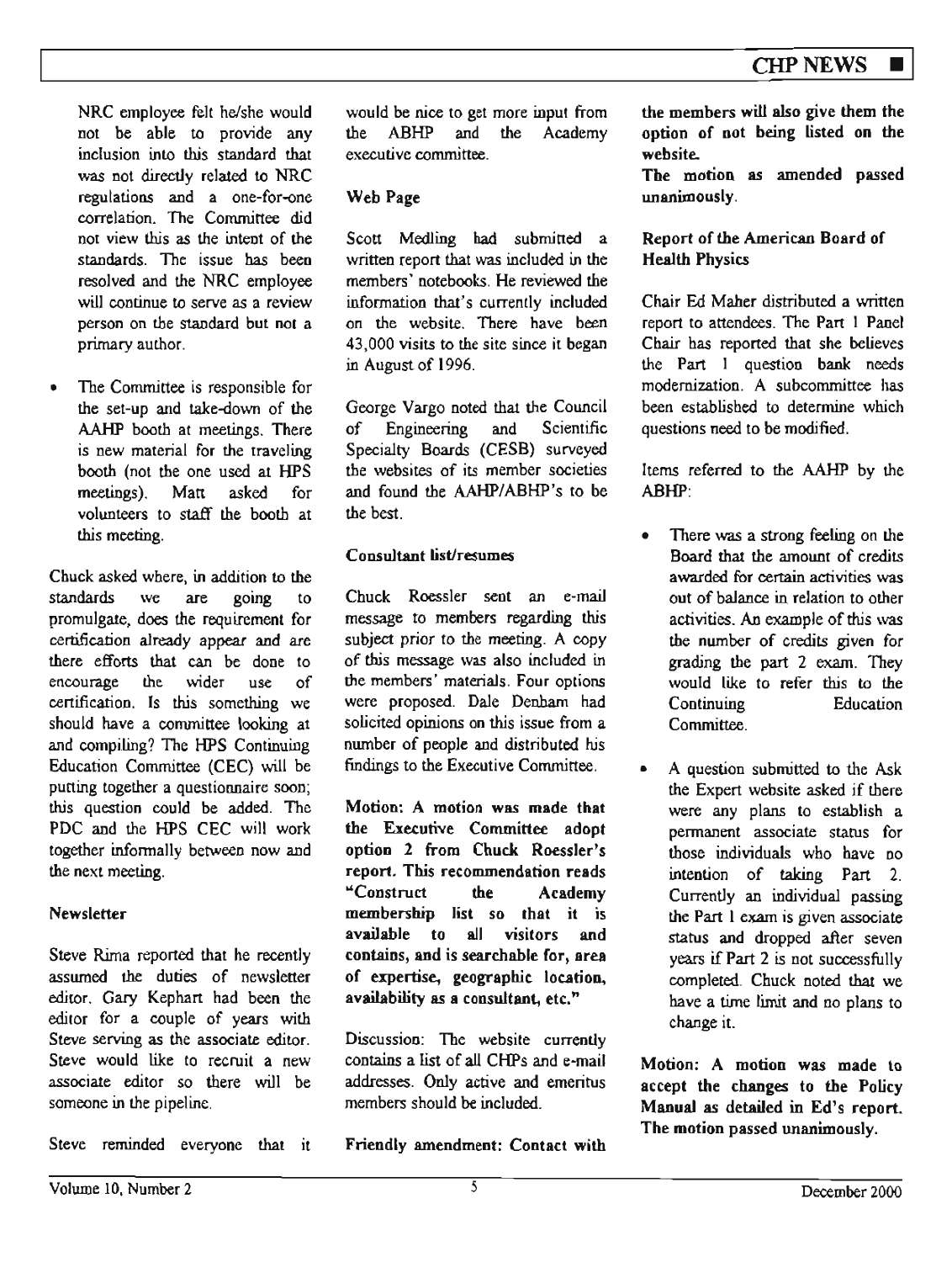NRC employee felt he/she would not be able to provide any inclusion into this standard that was not directly related to NRC regulations and a one-for-one correlation. The Committee did not view this as the intent of the standards. The issue has been resolved and the NRC employee will continue to serve as a review person on the standard but not a primary author.

- The Committee is responsible for the set-up and take-down of the AAHP booth at meetings. There is new material for the traveling booth (not the one used at HPS meetings). Matt asked for volunteers to staff the booth at this meeting.

Chuck asked where, in addition to the standards we are going to promulgate, does the requirement for certification already appear and are there efforts that can be done to encourage the wider use of certification. Is this something we should have a committee looking at and compiling? The HPS Continuing Education Committee (CEC) will be putting together a questionnaire soon; this question could be added. The PDC and the HPS CEC will work together informally between now and the next meeting.

### Newsletter

Steve Rima reported that he recently assumed the duties of newsletter editor. Gary Kephart had been the editor for a couple of years with Steve serving as the associate editor. Steve would like to recruit a new associate editor so there will be someone in the pipeline.

Steve reminded everyone that it would be nice to get more input from the ABHP and the Academy executive committee.

### Web Page

Scott Medling had submitted a written report that was included in the members' notebooks. He reviewed the information that's currently included on the website. There have been 43,000 visits to the site since it began in August of 1996.

George Vargo noted that the Council of Engineering and Scientific Specialty Boards (CESB) surveyed the websites of its member societies and found the AAHP/ABHP's to be the best.

### Consultant list/resumes

Chuck Roessler sent an e-mail message to members regarding this subject prior to the meeting. A copy of this message was also included in the members' materials. Four options were proposed. Dale Denham had solicited opinions on this issue from a number of people and distributed his findings to the Executive Committee.

**Motion: A motion was made that the Executive Committee adopt option 2 from Chuck Roessler's report. This recommendation reads "Construct the Academy membership list so that it is available to all visitors and contains, and is searchable for, area of expertise, geographic location, availability as a consultant, etc."**

Discussion: The website currently contains a list of all CHPs and e-mail addresses. Only active and emeritus members should be included.

**Friendly amendment: Contact with the members will also give them the option of not being listed on the website.**

**The motion as amended passed unanimously.**

### Report of the American Board of Health Physics

Chair Ed Maher distributed a written report to attendees. The Part 1 Panel Chair has reported that she believes the Part 1 question bank needs modernization. A subcommittee has been established to determine which questions need to be modified.

Items referred to the AAHP by the ABHP:

- There was a strong feeling on the Board that the amount of credits awarded for certain activities was out of balance in relation to other activities. An example of this was the number of credits given for grading the part 2 exam. They would like to refer this to the Continuing Education Committee.

- A question submitted to the Ask the Expert website asked if there were any plans to establish a permanent associate status for those individuals who have no intention of taking Part 2. Currently an individual passing the Part 1 exam is given associate status and dropped after seven years if Part 2 is not successfully completed. Chuck noted that we have a time limit and no plans to change it.

**Motion: A motion was made to accept the changes to the Policy Manual as detailed in Ed's report. The motion passed unanimously.**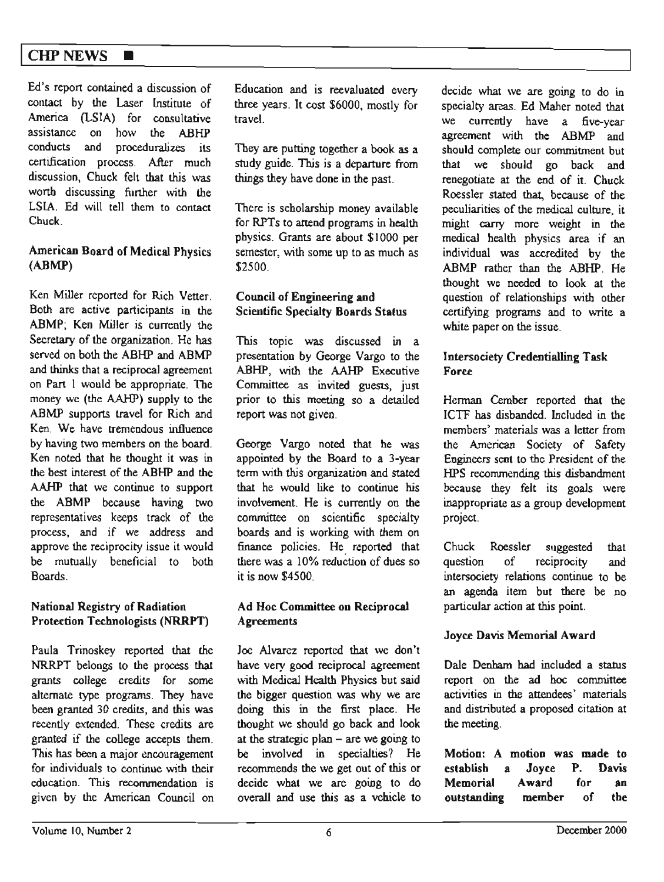Ed's report contained a discussion of contact by the Laser Institute of America (LSIA) for consultative assistance on how the ABHP conducts and proceduralizes its certification process. After much discussion, Chuck felt that this was worth discussing further with the LSIA. Ed will tell them to contact Chuck.

### American Board of Medical Physics (ABMP)

Ken Miller reported for Rich Vetter. Both are active participants in the ABMP; Ken Miller is currently the Secretary of the organization. He has served on both the ABHP and ABMP and thinks that a reciprocal agreement on Part 1 would be appropriate. The money we (the AAHP) supply to the ABMP supports travel for Rich and Ken. We have tremendous influence by having two members on the board. Ken noted that he thought it was in the best interest of the ABHP and the AAHP that we continue to support the ABMP because having two representatives keeps track of the process, and if we address and approve the reciprocity issue it would be mutually beneficial to both Boards.

### National Registry of Radiation Protection Technologists (NRRPT)

Paula Trinoskey reported that the NRRPT belongs to the process that grants college credits for some alternate type programs. They have been granted 30 credits, and this was recently extended. These credits are granted if the college accepts them. This has been a major encouragement for individuals to continue with their education. This recommendation is given by the American Council on Education and is reevaluated every three years. It cost $6000, mostly for travel.

They are putting together a book as a study guide. This is a departure from things they have done in the past.

There is scholarship money available for RPTs to attend programs in health physics. Grants are about $1000 per semester, with some up to as much as $2500.

### Council of Engineering and Scientific Specialty Boards Status

This topic was discussed in a presentation by George Vargo to the ABHP, with the AAHP Executive Committee as invited guests, just prior to this meeting so a detailed report was not given.

George Vargo noted that he was appointed by the Board to a 3-year term with this organization and stated that he would like to continue his involvement. He is currently on the committee on scientific specialty boards and is working with them on finance policies. He reported that there was a 10% reduction of dues so it is now $4500.

### Ad Hoc Committee on Reciprocal Agreements

Joe Alvarez reported that we don't have very good reciprocal agreement with Medical Health Physics but said the bigger question was why we are doing this in the first place. He thought we should go back and look at the strategic plan – are we going to be involved in specialties? He recommends the we get out of this or decide what we are going to do overall and use this as a vehicle to decide what we are going to do in specialty areas. Ed Maher noted that we currently have a five-year agreement with the ABMP and should complete our commitment but that we should go back and renegotiate at the end of it. Chuck Roessler stated that, because of the peculiarities of the medical culture, it might carry more weight in the medical health physics area if an individual was accredited by the ABMP rather than the ABHP. He thought we needed to look at the question of relationships with other certifying programs and to write a white paper on the issue.

### Intersociety Credentialling Task Force

Herman Cember reported that the ICTF has disbanded. Included in the members' materials was a letter from the American Society of Safety Engineers sent to the President of the HPS recommending this disbandment because they felt its goals were inappropriate as a group development project.

Chuck Roessler suggested that question of reciprocity and intersociety relations continue to be an agenda item but there be no particular action at this point.

### Joyce Davis Memorial Award

Dale Denham had included a status report on the ad hoc committee activities in the attendees' materials and distributed a proposed citation at the meeting.

**Motion: A motion was made to establish a Joyce P. Davis Memorial Award for an outstanding member of the**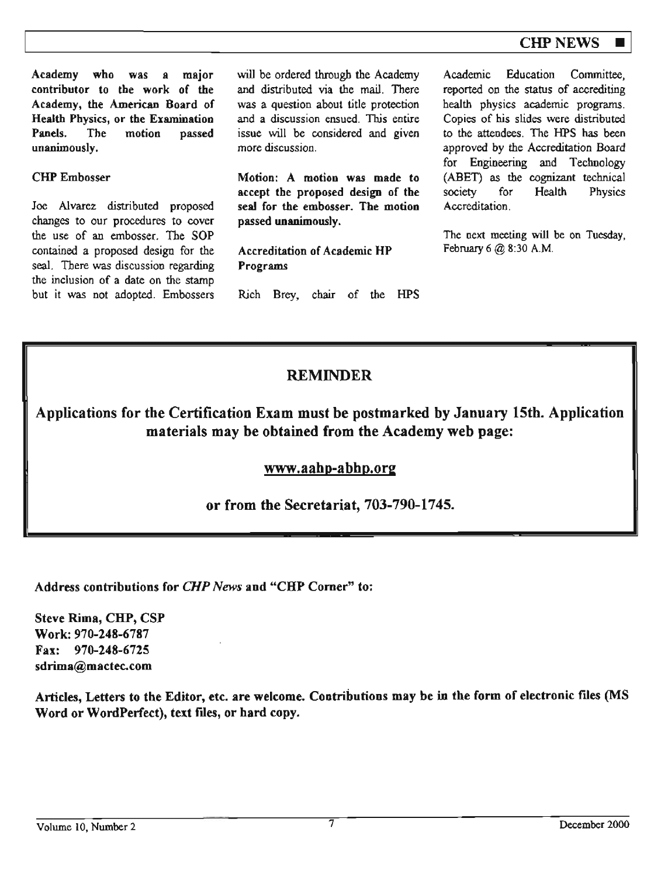**Academy who was a major contributor to the work of the Academy, the American Board of Health Physics, or the Examination Panels. The motion passed unanimously.**

CHP Embosser

Joe Alvarez distributed proposed changes to our procedures to cover the use of an embosser. The SOP contained a proposed design for the seal. There was discussion regarding the inclusion of a date on the stamp but it was not adopted. Embossers will be ordered through the Academy and distributed via the mail. There was a question about title protection and a discussion ensued. This entire issue will be considered and given more discussion.

**Motion: A motion was made to accept the proposed design of the seal for the embosser. The motion passed unanimously.**

Accreditation of Academic HP Programs

Rich Brey, chair of the HPS Academic Education Committee, reported on the status of accrediting health physics academic programs. Copies of his slides were distributed to the attendees. The HPS has been approved by the Accreditation Board for Engineering and Technology (ABET) as the cognizant technical society for Health Physics Accreditation.

The next meeting will be on Tuesday, February 6 @ 8:30 A.M.

## REMINDER

**Applications for the Certification Exam must be postmarked by January 15th. Application materials may be obtained from the Academy web page:**

**www.aahp-abhp.org**

**or from the Secretariat, 703-790-1745.**

**Address contributions for *CHP News* and "CHP Corner" to:**

**Steve Rima, CHP, CSP**
**Work: 970-248-6787**
**Fax: 970-248-6725**
**sdrima@mactec.com**

**Articles, Letters to the Editor, etc. are welcome. Contributions may be in the form of electronic files (MS Word or WordPerfect), text files, or hard copy.**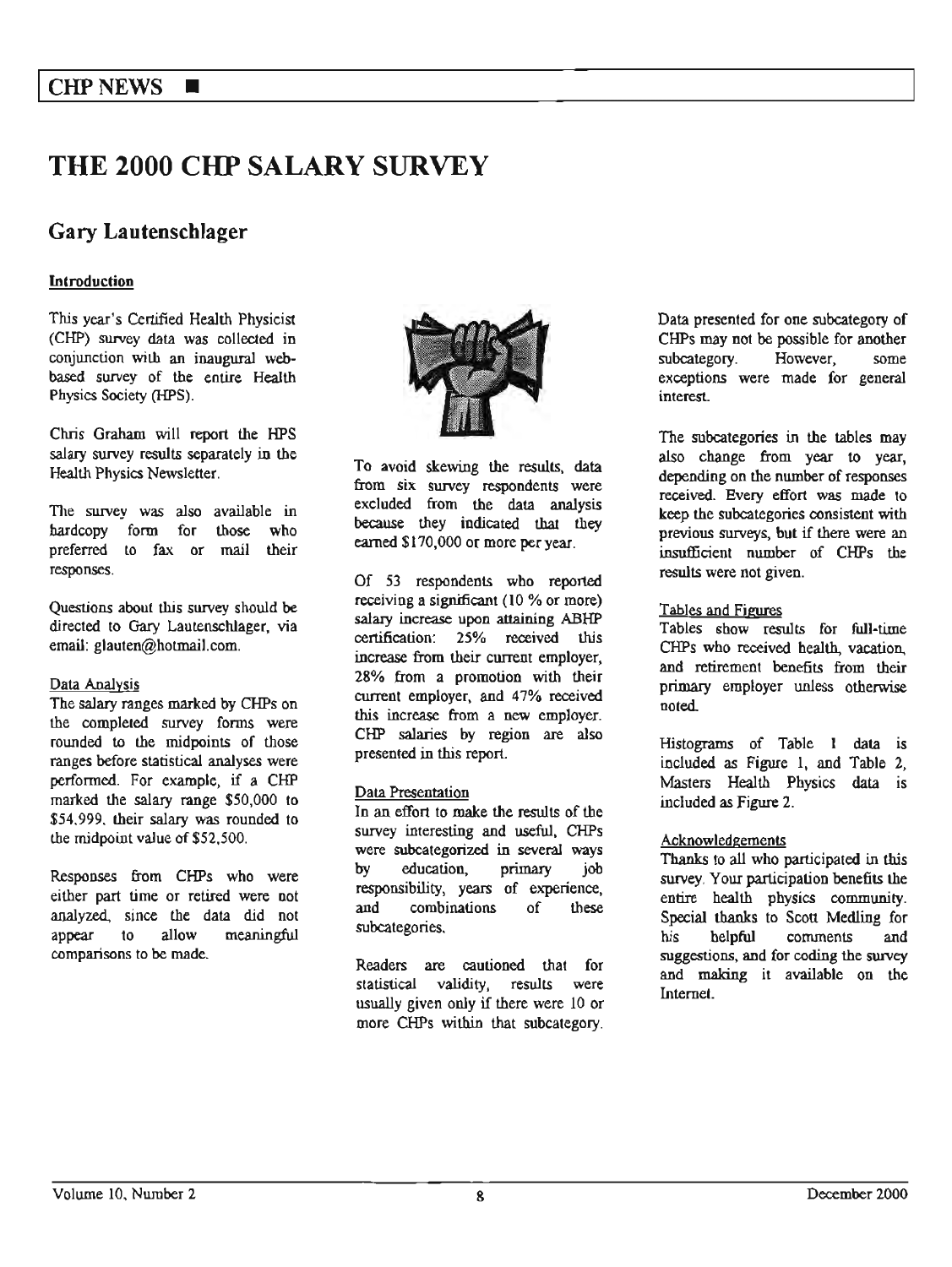CHP NEWS

# THE 2000 CHP SALARY SURVEY

## Gary Lautenschlager

**Introduction**

This year's Certified Health Physicist (CHP) survey data was collected in conjunction with an inaugural web-based survey of the entire Health Physics Society (HPS).

Chris Graham will report the HPS salary survey results separately in the Health Physics Newsletter.

The survey was also available in hardcopy form for those who preferred to fax or mail their responses.

Questions about this survey should be directed to Gary Lautenschlager, via email: glauten@hotmail.com.

### Data Analysis

The salary ranges marked by CHPs on the completed survey forms were rounded to the midpoints of those ranges before statistical analyses were performed. For example, if a CHP marked the salary range $50,000 to $54,999, their salary was rounded to the midpoint value of $52,500.

Responses from CHPs who were either part time or retired were not analyzed, since the data did not appear to allow meaningful comparisons to be made.

To avoid skewing the results, data from six survey respondents were excluded from the data analysis because they indicated that they earned $170,000 or more per year.

Of 53 respondents who reported receiving a significant (10 % or more) salary increase upon attaining ABHP certification: 25% received this increase from their current employer, 28% from a promotion with their current employer, and 47% received this increase from a new employer. CHP salaries by region are also presented in this report.

### Data Presentation

In an effort to make the results of the survey interesting and useful, CHPs were subcategorized in several ways by education, primary job responsibility, years of experience, and combinations of these subcategories.

Readers are cautioned that for statistical validity, results were usually given only if there were 10 or more CHPs within that subcategory. Data presented for one subcategory of CHPs may not be possible for another subcategory. However, some exceptions were made for general interest.

The subcategories in the tables may also change from year to year, depending on the number of responses received. Every effort was made to keep the subcategories consistent with previous surveys, but if there were an insufficient number of CHPs the results were not given.

### Tables and Figures

Tables show results for full-time CHPs who received health, vacation, and retirement benefits from their primary employer unless otherwise noted.

Histograms of Table 1 data is included as Figure 1, and Table 2, Masters Health Physics data is included as Figure 2.

### Acknowledgements

Thanks to all who participated in this survey. Your participation benefits the entire health physics community. Special thanks to Scott Medling for his helpful comments and suggestions, and for coding the survey and making it available on the Internet.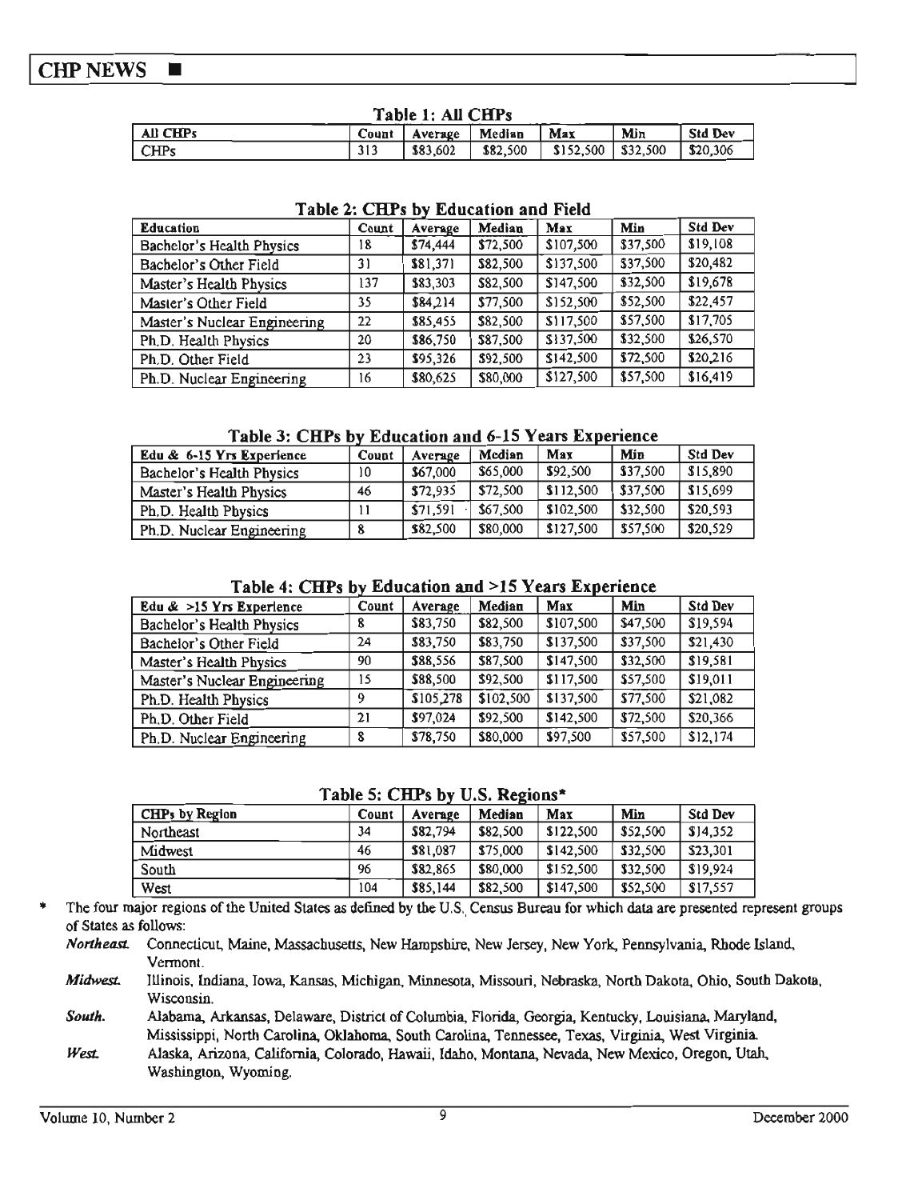**Table 1: All CHPs**

| All CHPs | Count | Average | Median | Max | Min | Std Dev |
|---|---|---|---|---|---|---|
| CHPs | 313 | $83,602 | $82,500 | $152,500 | $32,500 | $20,306 |

**Table 2: CHPs by Education and Field**

| Education | Count | Average | Median | Max | Min | Std Dev |
|---|---|---|---|---|---|---|
| Bachelor's Health Physics | 18 | $74,444 | $72,500 | $107,500 | $37,500 | $19,108 |
| Bachelor's Other Field | 31 | $81,371 | $82,500 | $137,500 | $37,500 | $20,482 |
| Master's Health Physics | 137 | $83,303 | $82,500 | $147,500 | $32,500 | $19,678 |
| Master's Other Field | 35 | $84,214 | $77,500 | $152,500 | $52,500 | $22,457 |
| Master's Nuclear Engineering | 22 | $85,455 | $82,500 | $117,500 | $57,500 | $17,705 |
| Ph.D. Health Physics | 20 | $86,750 | $87,500 | $137,500 | $32,500 | $26,570 |
| Ph.D. Other Field | 23 | $95,326 | $92,500 | $142,500 | $72,500 | $20,216 |
| Ph.D. Nuclear Engineering | 16 | $80,625 | $80,000 | $127,500 | $57,500 | $16,419 |

**Table 3: CHPs by Education and 6-15 Years Experience**

| Edu & 6-15 Yrs Experience | Count | Average | Median | Max | Min | Std Dev |
|---|---|---|---|---|---|---|
| Bachelor's Health Physics | 10 | $67,000 | $65,000 | $92,500 | $37,500 | $15,890 |
| Master's Health Physics | 46 | $72,935 | $72,500 | $112,500 | $37,500 | $15,699 |
| Ph.D. Health Physics | 11 | $71,591 | $67,500 | $102,500 | $32,500 | $20,593 |
| Ph.D. Nuclear Engineering | 8 | $82,500 | $80,000 | $127,500 | $57,500 | $20,529 |

**Table 4: CHPs by Education and >15 Years Experience**

| Edu & >15 Yrs Experience | Count | Average | Median | Max | Min | Std Dev |
|---|---|---|---|---|---|---|
| Bachelor's Health Physics | 8 | $83,750 | $82,500 | $107,500 | $47,500 | $19,594 |
| Bachelor's Other Field | 24 | $83,750 | $83,750 | $137,500 | $37,500 | $21,430 |
| Master's Health Physics | 90 | $88,556 | $87,500 | $147,500 | $32,500 | $19,581 |
| Master's Nuclear Engineering | 15 | $88,500 | $92,500 | $117,500 | $57,500 | $19,011 |
| Ph.D. Health Physics | 9 | $105,278 | $102,500 | $137,500 | $77,500 | $21,082 |
| Ph.D. Other Field | 21 | $97,024 | $92,500 | $142,500 | $72,500 | $20,366 |
| Ph.D. Nuclear Engineering | 8 | $78,750 | $80,000 | $97,500 | $57,500 | $12,174 |

**Table 5: CHPs by U.S. Regions***

| CHPs by Region | Count | Average | Median | Max | Min | Std Dev |
|---|---|---|---|---|---|---|
| Northeast | 34 | $82,794 | $82,500 | $122,500 | $52,500 | $14,352 |
| Midwest | 46 | $81,087 | $75,000 | $142,500 | $32,500 | $23,301 |
| South | 96 | $82,865 | $80,000 | $152,500 | $32,500 | $19,924 |
| West | 104 | $85,144 | $82,500 | $147,500 | $52,500 | $17,557 |

\* The four major regions of the United States as defined by the U.S. Census Bureau for which data are presented represent groups of States as follows:

*Northeast.* Connecticut, Maine, Massachusetts, New Hampshire, New Jersey, New York, Pennsylvania, Rhode Island, Vermont.

*Midwest.* Illinois, Indiana, Iowa, Kansas, Michigan, Minnesota, Missouri, Nebraska, North Dakota, Ohio, South Dakota, Wisconsin.

*South.* Alabama, Arkansas, Delaware, District of Columbia, Florida, Georgia, Kentucky, Louisiana, Maryland, Mississippi, North Carolina, Oklahoma, South Carolina, Tennessee, Texas, Virginia, West Virginia.

*West.* Alaska, Arizona, California, Colorado, Hawaii, Idaho, Montana, Nevada, New Mexico, Oregon, Utah, Washington, Wyoming.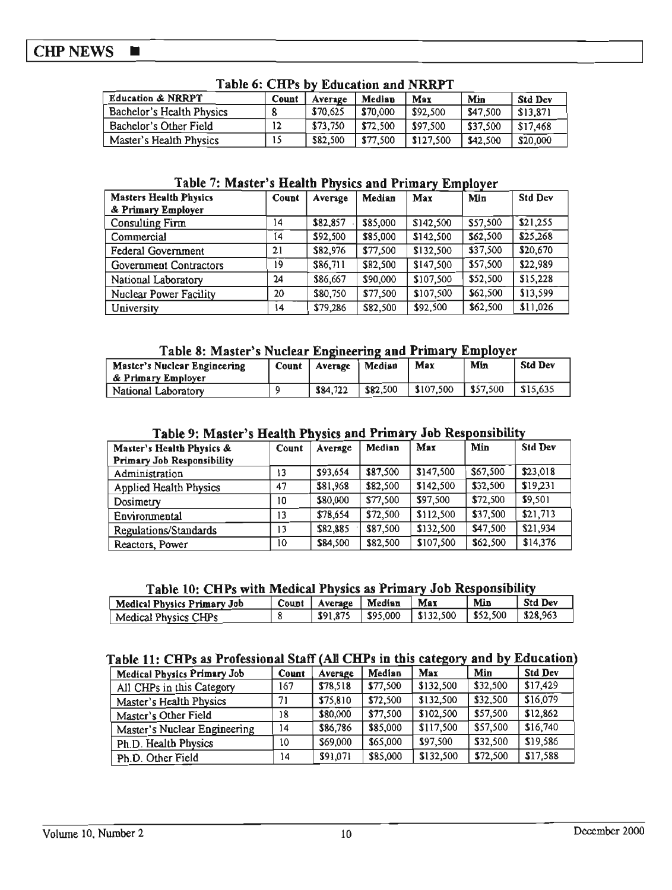### Table 6: CHPs by Education and NRRPT

| Education & NRRPT | Count | Average | Median | Max | Min | Std Dev |
|---|---|---|---|---|---|---|
| Bachelor's Health Physics | 8 | $70,625 | $70,000 | $92,500 | $47,500 | $13,871 |
| Bachelor's Other Field | 12 | $73,750 | $72,500 | $97,500 | $37,500 | $17,468 |
| Master's Health Physics | 15 | $82,500 | $77,500 | $127,500 | $42,500 | $20,000 |

### Table 7: Master's Health Physics and Primary Employer

| Masters Health Physics & Primary Employer | Count | Average | Median | Max | Min | Std Dev |
|---|---|---|---|---|---|---|
| Consulting Firm | 14 | $82,857 | $85,000 | $142,500 | $57,500 | $21,255 |
| Commercial | 14 | $92,500 | $85,000 | $142,500 | $62,500 | $25,268 |
| Federal Government | 21 | $82,976 | $77,500 | $132,500 | $37,500 | $20,670 |
| Government Contractors | 19 | $86,711 | $82,500 | $147,500 | $57,500 | $22,989 |
| National Laboratory | 24 | $86,667 | $90,000 | $107,500 | $52,500 | $15,228 |
| Nuclear Power Facility | 20 | $80,750 | $77,500 | $107,500 | $62,500 | $13,599 |
| University | 14 | $79,286 | $82,500 | $92,500 | $62,500 | $11,026 |

### Table 8: Master's Nuclear Engineering and Primary Employer

| Master's Nuclear Engineering & Primary Employer | Count | Average | Median | Max | Min | Std Dev |
|---|---|---|---|---|---|---|
| National Laboratory | 9 | $84,722 | $82,500 | $107,500 | $57,500 | $15,635 |

### Table 9: Master's Health Physics and Primary Job Responsibility

| Master's Health Physics & Primary Job Responsibility | Count | Average | Median | Max | Min | Std Dev |
|---|---|---|---|---|---|---|
| Administration | 13 | $93,654 | $87,500 | $147,500 | $67,500 | $23,018 |
| Applied Health Physics | 47 | $81,968 | $82,500 | $142,500 | $32,500 | $19,231 |
| Dosimetry | 10 | $80,000 | $77,500 | $97,500 | $72,500 | $9,501 |
| Environmental | 13 | $78,654 | $72,500 | $112,500 | $37,500 | $21,713 |
| Regulations/Standards | 13 | $82,885 | $87,500 | $132,500 | $47,500 | $21,934 |
| Reactors, Power | 10 | $84,500 | $82,500 | $107,500 | $62,500 | $14,376 |

### Table 10: CHPs with Medical Physics as Primary Job Responsibility

| Medical Physics Primary Job | Count | Average | Median | Max | Min | Std Dev |
|---|---|---|---|---|---|---|
| Medical Physics CHPs | 8 | $91,875 | $95,000 | $132,500 | $52,500 | $28,963 |

### Table 11: CHPs as Professional Staff (All CHPs in this category and by Education)

| Medical Physics Primary Job | Count | Average | Median | Max | Min | Std Dev |
|---|---|---|---|---|---|---|
| All CHPs in this Category | 167 | $78,518 | $77,500 | $132,500 | $32,500 | $17,429 |
| Master's Health Physics | 71 | $75,810 | $72,500 | $132,500 | $32,500 | $16,079 |
| Master's Other Field | 18 | $80,000 | $77,500 | $102,500 | $57,500 | $12,862 |
| Master's Nuclear Engineering | 14 | $86,786 | $85,000 | $117,500 | $57,500 | $16,740 |
| Ph.D. Health Physics | 10 | $69,000 | $65,000 | $97,500 | $32,500 | $19,586 |
| Ph.D. Other Field | 14 | $91,071 | $85,000 | $132,500 | $72,500 | $17,588 |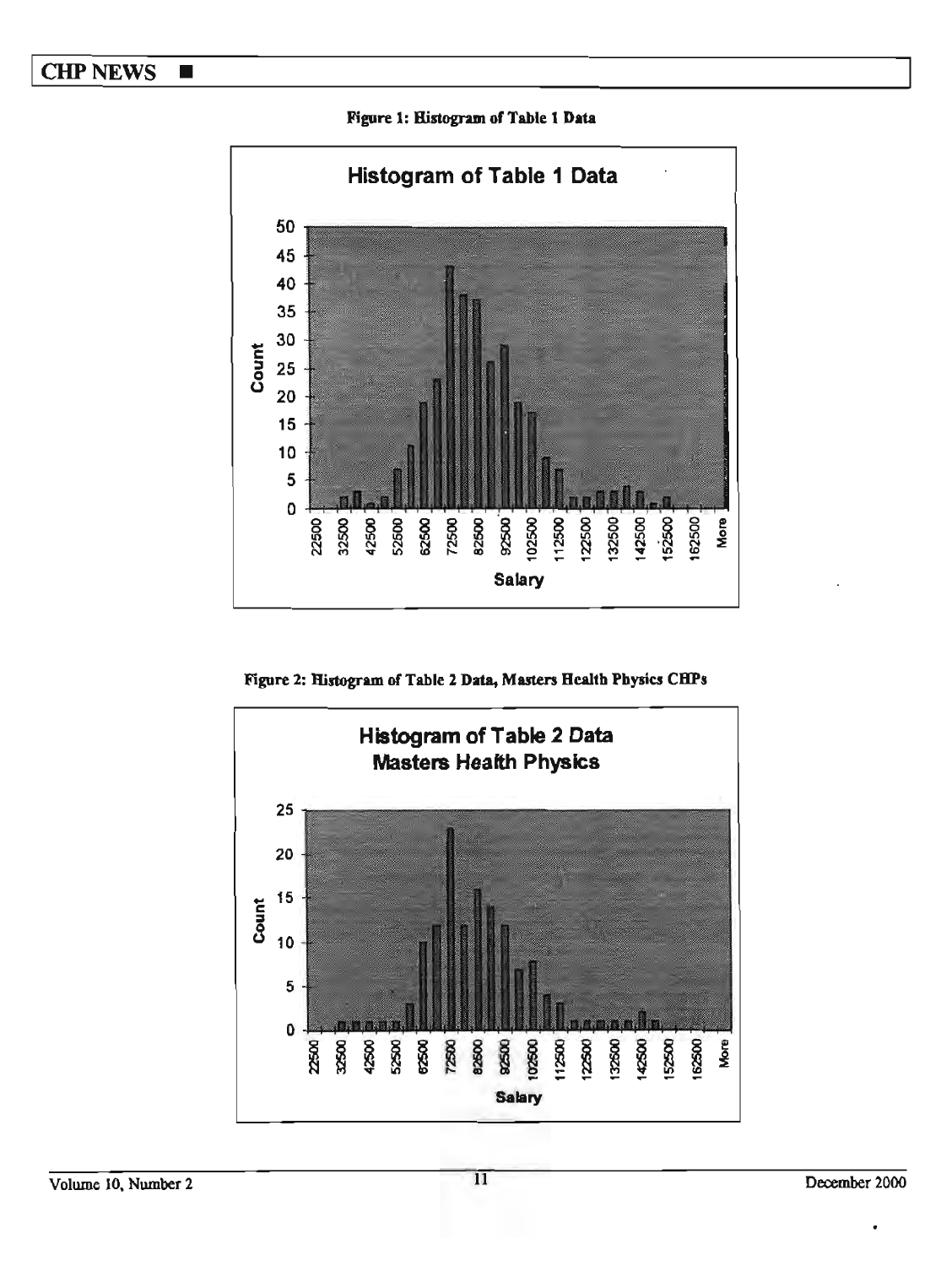Figure 1: Histogram of Table 1 Data

Histogram of Table 1 Data

Count

50
45
40
35
30
25
20
15
10
5
0

22500
32500
42500
52500
62500
72500
82500
92500
102500
112500
122500
132500
142500
152500
162500
More

Salary

Figure 2: Histogram of Table 2 Data, Masters Health Physics CHPs

Histogram of Table 2 Data
Masters Health Physics

Count

25
20
15
10
5
0

22500
32500
42500
52500
62500
72500
82500
92500
102500
112500
122500
132500
142500
152500
162500
More

Salary